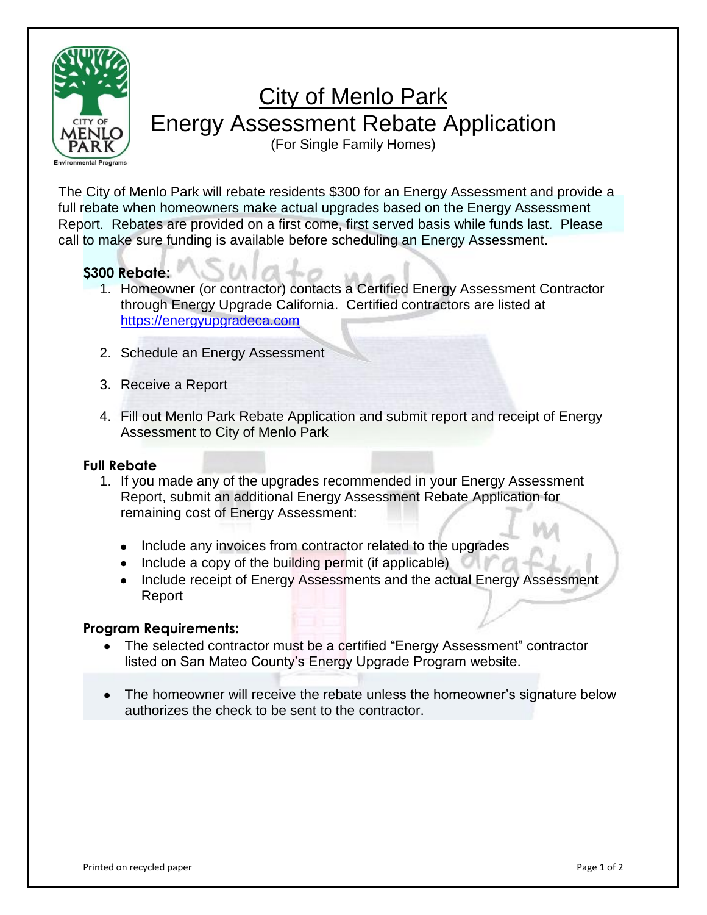# City of Menlo Park

## Energy Assessment Rebate Application

(For Single Family Homes)

The City of Menlo Park will rebate residents $300 for an Energy Assessment and provide a full rebate when homeowners make actual upgrades based on the Energy Assessment Report. Rebates are provided on a first come, first served basis while funds last. Please call to make sure funding is available before scheduling an Energy Assessment.

**$300 Rebate:**

1. Homeowner (or contractor) contacts a Certified Energy Assessment Contractor through Energy Upgrade California. Certified contractors are listed at https://energyupgradeca.com
2. Schedule an Energy Assessment
3. Receive a Report
4. Fill out Menlo Park Rebate Application and submit report and receipt of Energy Assessment to City of Menlo Park

**Full Rebate**

1. If you made any of the upgrades recommended in your Energy Assessment Report, submit an additional Energy Assessment Rebate Application for remaining cost of Energy Assessment:
   - Include any invoices from contractor related to the upgrades
   - Include a copy of the building permit (if applicable)
   - Include receipt of Energy Assessments and the actual Energy Assessment Report

**Program Requirements:**

- The selected contractor must be a certified "Energy Assessment" contractor listed on San Mateo County's Energy Upgrade Program website.
- The homeowner will receive the rebate unless the homeowner's signature below authorizes the check to be sent to the contractor.

Printed on recycled paper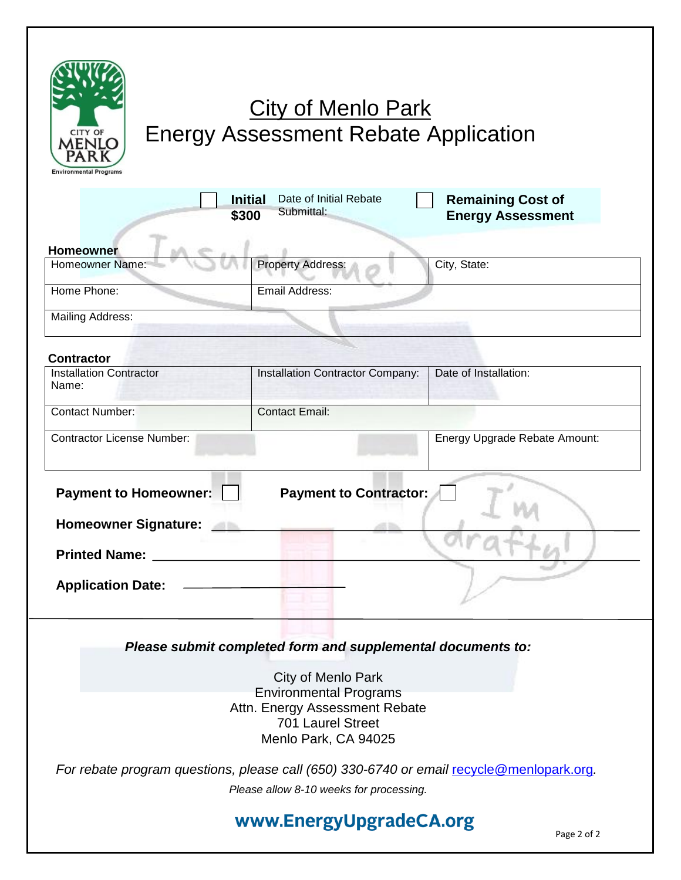# City of Menlo Park
## Energy Assessment Rebate Application

☐ **Initial $300** Date of Initial Rebate Submittal: ☐ **Remaining Cost of Energy Assessment**

**Homeowner**

| | | |
|---|---|---|
| Homeowner Name: | Property Address: | City, State: |
| Home Phone: | Email Address: | |
| Mailing Address: | | |

**Contractor**

| | | |
|---|---|---|
| Installation Contractor Name: | Installation Contractor Company: | Date of Installation: |
| Contact Number: | Contact Email: | |
| Contractor License Number: | | Energy Upgrade Rebate Amount: |

**Payment to Homeowner:** ☐ **Payment to Contractor:** ☐

**Homeowner Signature:** ______________________________

**Printed Name:** ______________________________

**Application Date:** ____________________

***Please submit completed form and supplemental documents to:***

City of Menlo Park
Environmental Programs
Attn. Energy Assessment Rebate
701 Laurel Street
Menlo Park, CA 94025

*For rebate program questions, please call (650) 330-6740 or email recycle@menlopark.org.*

*Please allow 8-10 weeks for processing.*

**www.EnergyUpgradeCA.org**